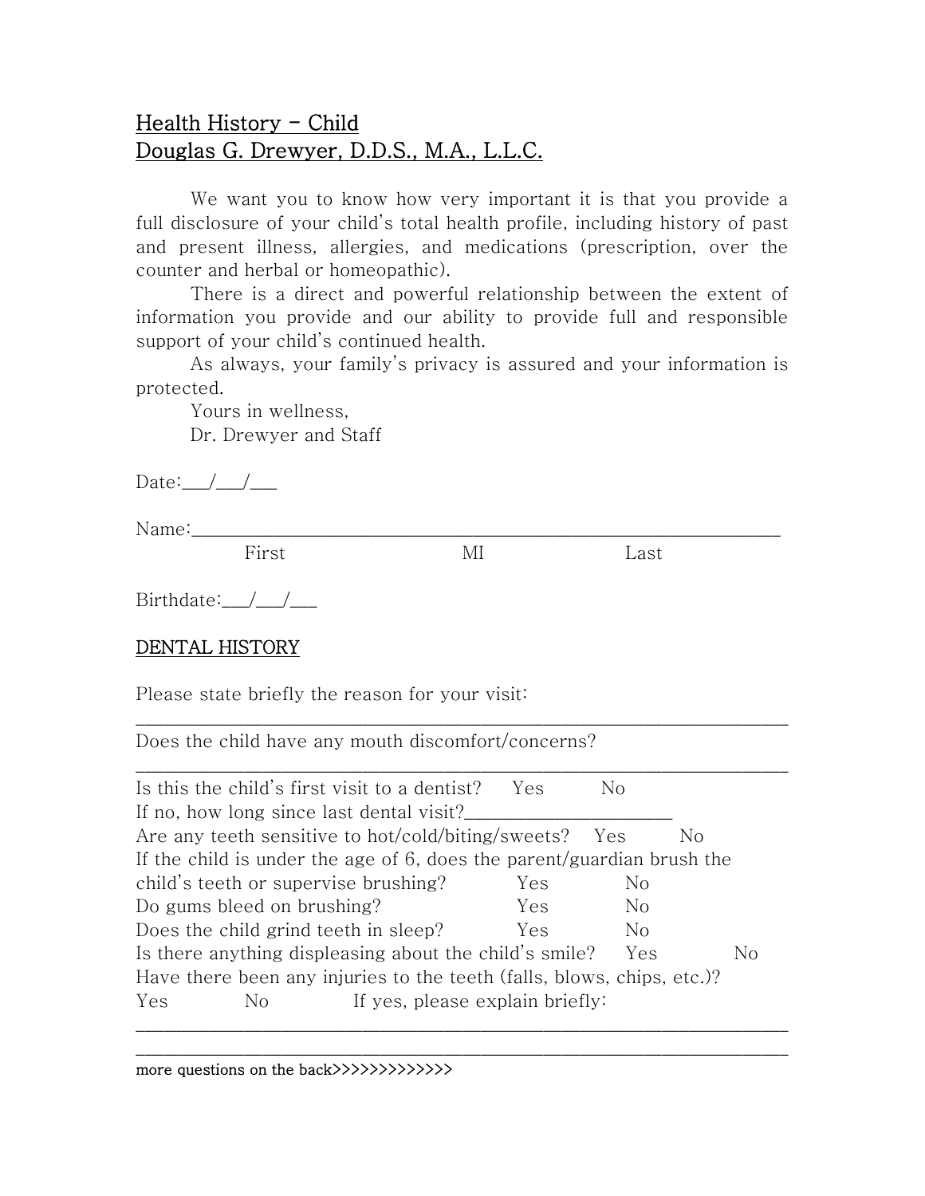# Health History - Child
## Douglas G. Drewyer, D.D.S., M.A., L.L.C.

We want you to know how very important it is that you provide a full disclosure of your child's total health profile, including history of past and present illness, allergies, and medications (prescription, over the counter and herbal or homeopathic).

There is a direct and powerful relationship between the extent of information you provide and our ability to provide full and responsible support of your child's continued health.

As always, your family's privacy is assured and your information is protected.

Yours in wellness,

Dr. Drewyer and Staff

Date:___/___/___

Name:___________________________________________________________

First MI Last

Birthdate:___/___/___

## DENTAL HISTORY

Please state briefly the reason for your visit:

___________________________________________________________________

Does the child have any mouth discomfort/concerns?

___________________________________________________________________

Is this the child's first visit to a dentist? Yes No

If no, how long since last dental visit?____________________

Are any teeth sensitive to hot/cold/biting/sweets? Yes No

If the child is under the age of 6, does the parent/guardian brush the child's teeth or supervise brushing? Yes No

Do gums bleed on brushing? Yes No

Does the child grind teeth in sleep? Yes No

Is there anything displeasing about the child's smile? Yes No

Have there been any injuries to the teeth (falls, blows, chips, etc.)?

Yes No If yes, please explain briefly:

___________________________________________________________________

___________________________________________________________________

more questions on the back>>>>>>>>>>>>>>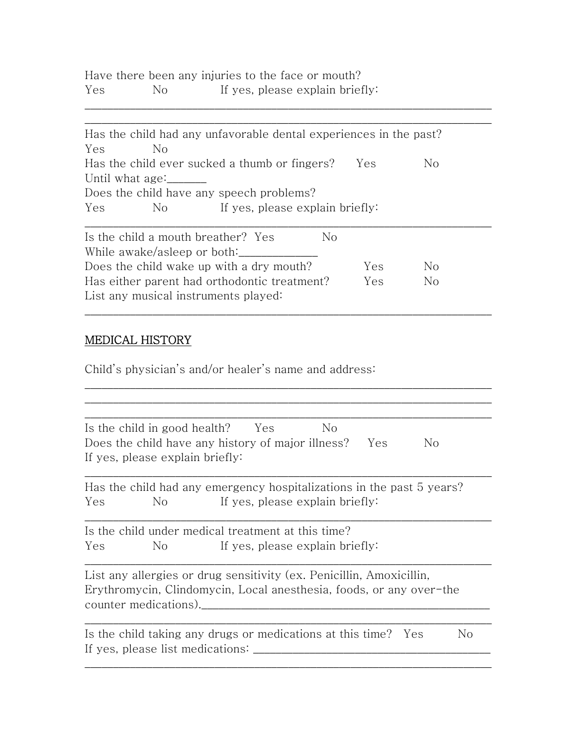Have there been any injuries to the face or mouth?
Yes No If yes, please explain briefly:

________________________________________________________________________
________________________________________________________________________

Has the child had any unfavorable dental experiences in the past?
Yes No

Has the child ever sucked a thumb or fingers? Yes No

Until what age:______

Does the child have any speech problems?
Yes No If yes, please explain briefly:

________________________________________________________________________

Is the child a mouth breather? Yes No

While awake/asleep or both:____________

Does the child wake up with a dry mouth? Yes No

Has either parent had orthodontic treatment? Yes No

List any musical instruments played:

________________________________________________________________________

## MEDICAL HISTORY

Child's physician's and/or healer's name and address:

________________________________________________________________________
________________________________________________________________________
________________________________________________________________________

Is the child in good health? Yes No

Does the child have any history of major illness? Yes No

If yes, please explain briefly:

________________________________________________________________________

Has the child had any emergency hospitalizations in the past 5 years?
Yes No If yes, please explain briefly:

________________________________________________________________________

Is the child under medical treatment at this time?
Yes No If yes, please explain briefly:

________________________________________________________________________

List any allergies or drug sensitivity (ex. Penicillin, Amoxicillin, Erythromycin, Clindomycin, Local anesthesia, foods, or any over-the counter medications).______________________________________________

________________________________________________________________________

Is the child taking any drugs or medications at this time? Yes No

If yes, please list medications: ______________________________________

________________________________________________________________________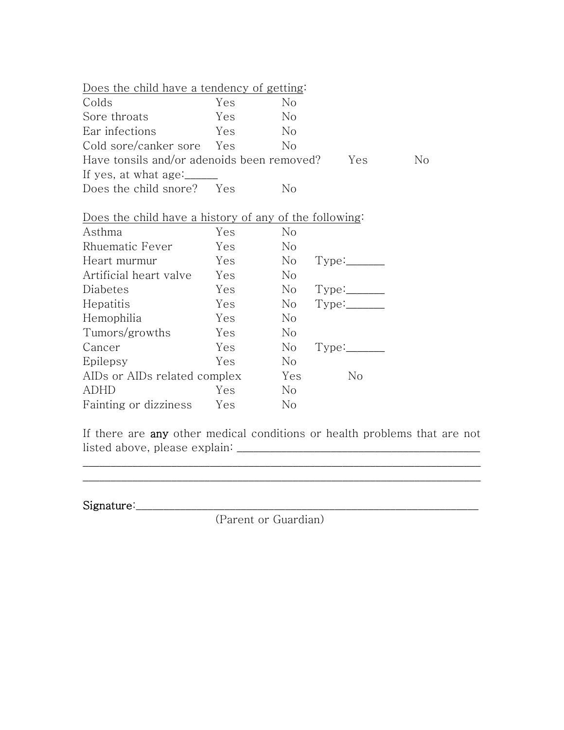Does the child have a tendency of getting:

| | | | |
|---|---|---|---|
| Colds | Yes | No | |
| Sore throats | Yes | No | |
| Ear infections | Yes | No | |
| Cold sore/canker sore | Yes | No | |

Have tonsils and/or adenoids been removed? Yes No

If yes, at what age:_____

Does the child snore? Yes No

Does the child have a history of any of the following:

| | | | |
|---|---|---|---|
| Asthma | Yes | No | |
| Rhuematic Fever | Yes | No | |
| Heart murmur | Yes | No | Type:______ |
| Artificial heart valve | Yes | No | |
| Diabetes | Yes | No | Type:______ |
| Hepatitis | Yes | No | Type:______ |
| Hemophilia | Yes | No | |
| Tumors/growths | Yes | No | |
| Cancer | Yes | No | Type:______ |
| Epilepsy | Yes | No | |
| AIDs or AIDs related complex | Yes | No | |
| ADHD | Yes | No | |
| Fainting or dizziness | Yes | No | |

If there are **any** other medical conditions or health problems that are not listed above, please explain: ________________________________________

________________________________________________________________

________________________________________________________________

Signature:__________________________________________________
(Parent or Guardian)